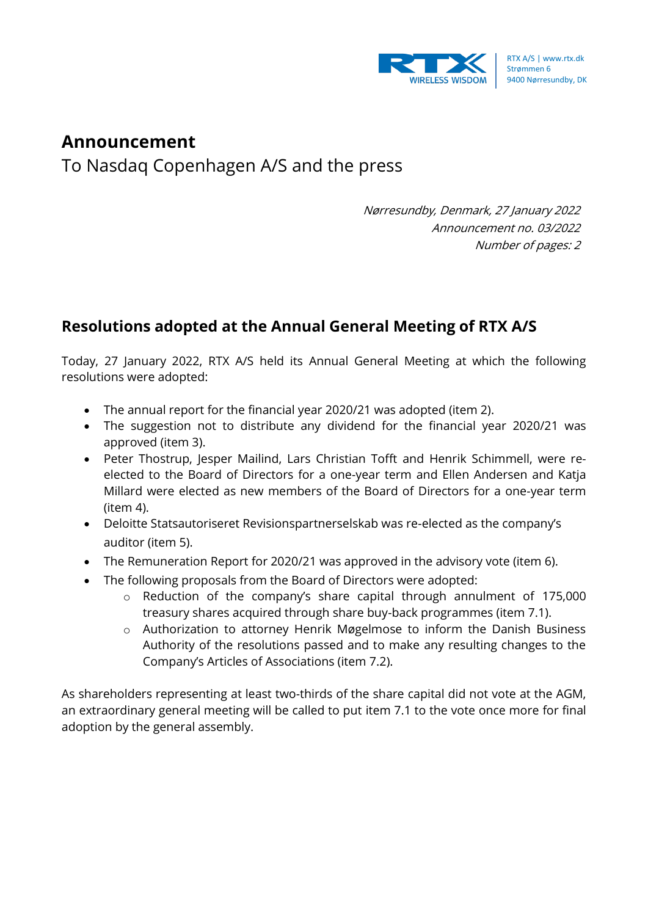RTX A/S | www.rtx.dk
Strømmen 6
9400 Nørresundby, DK

# Announcement

To Nasdaq Copenhagen A/S and the press

*Nørresundby, Denmark, 27 January 2022*
*Announcement no. 03/2022*
*Number of pages: 2*

## Resolutions adopted at the Annual General Meeting of RTX A/S

Today, 27 January 2022, RTX A/S held its Annual General Meeting at which the following resolutions were adopted:

- The annual report for the financial year 2020/21 was adopted (item 2).
- The suggestion not to distribute any dividend for the financial year 2020/21 was approved (item 3).
- Peter Thostrup, Jesper Mailind, Lars Christian Tofft and Henrik Schimmell, were re-elected to the Board of Directors for a one-year term and Ellen Andersen and Katja Millard were elected as new members of the Board of Directors for a one-year term (item 4).
- Deloitte Statsautoriseret Revisionspartnerselskab was re-elected as the company's auditor (item 5).
- The Remuneration Report for 2020/21 was approved in the advisory vote (item 6).
- The following proposals from the Board of Directors were adopted:
  - Reduction of the company's share capital through annulment of 175,000 treasury shares acquired through share buy-back programmes (item 7.1).
  - Authorization to attorney Henrik Møgelmose to inform the Danish Business Authority of the resolutions passed and to make any resulting changes to the Company's Articles of Associations (item 7.2).

As shareholders representing at least two-thirds of the share capital did not vote at the AGM, an extraordinary general meeting will be called to put item 7.1 to the vote once more for final adoption by the general assembly.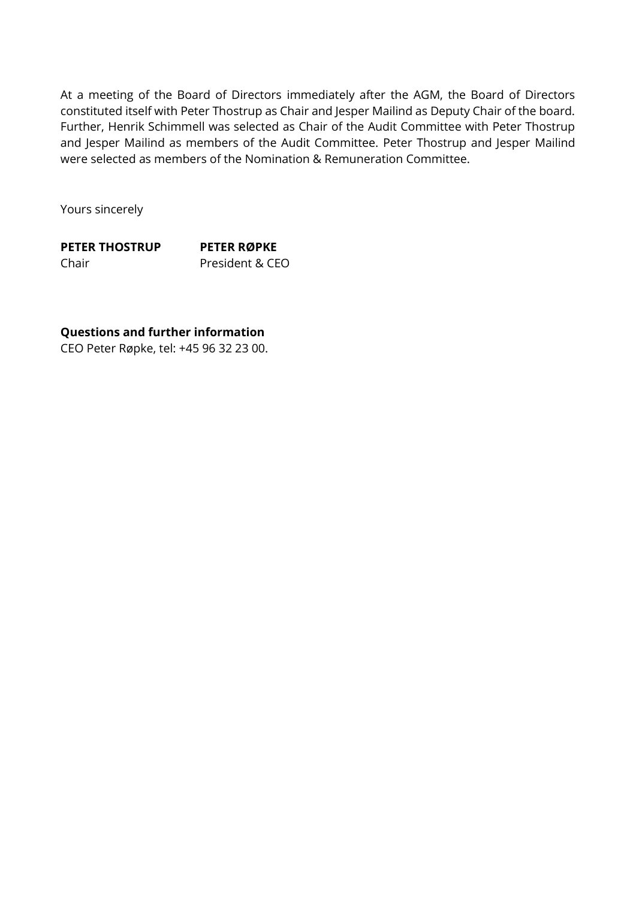At a meeting of the Board of Directors immediately after the AGM, the Board of Directors constituted itself with Peter Thostrup as Chair and Jesper Mailind as Deputy Chair of the board. Further, Henrik Schimmell was selected as Chair of the Audit Committee with Peter Thostrup and Jesper Mailind as members of the Audit Committee. Peter Thostrup and Jesper Mailind were selected as members of the Nomination & Remuneration Committee.

Yours sincerely

| | |
|---|---|
| **PETER THOSTRUP** | **PETER RØPKE** |
| Chair | President & CEO |

**Questions and further information**
CEO Peter Røpke, tel: +45 96 32 23 00.